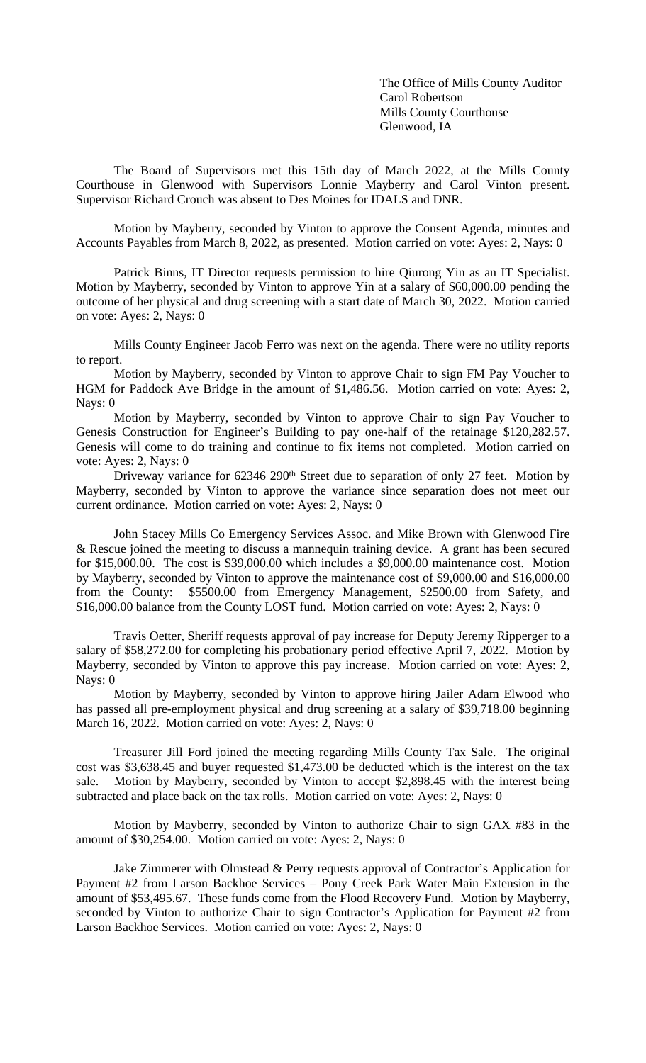The Office of Mills County Auditor
Carol Robertson
Mills County Courthouse
Glenwood, IA

The Board of Supervisors met this 15th day of March 2022, at the Mills County Courthouse in Glenwood with Supervisors Lonnie Mayberry and Carol Vinton present. Supervisor Richard Crouch was absent to Des Moines for IDALS and DNR.

Motion by Mayberry, seconded by Vinton to approve the Consent Agenda, minutes and Accounts Payables from March 8, 2022, as presented. Motion carried on vote: Ayes: 2, Nays: 0

Patrick Binns, IT Director requests permission to hire Qiurong Yin as an IT Specialist. Motion by Mayberry, seconded by Vinton to approve Yin at a salary of $60,000.00 pending the outcome of her physical and drug screening with a start date of March 30, 2022. Motion carried on vote: Ayes: 2, Nays: 0

Mills County Engineer Jacob Ferro was next on the agenda. There were no utility reports to report.

Motion by Mayberry, seconded by Vinton to approve Chair to sign FM Pay Voucher to HGM for Paddock Ave Bridge in the amount of $1,486.56. Motion carried on vote: Ayes: 2, Nays: 0

Motion by Mayberry, seconded by Vinton to approve Chair to sign Pay Voucher to Genesis Construction for Engineer's Building to pay one-half of the retainage $120,282.57. Genesis will come to do training and continue to fix items not completed. Motion carried on vote: Ayes: 2, Nays: 0

Driveway variance for 62346 290th Street due to separation of only 27 feet. Motion by Mayberry, seconded by Vinton to approve the variance since separation does not meet our current ordinance. Motion carried on vote: Ayes: 2, Nays: 0

John Stacey Mills Co Emergency Services Assoc. and Mike Brown with Glenwood Fire & Rescue joined the meeting to discuss a mannequin training device. A grant has been secured for $15,000.00. The cost is $39,000.00 which includes a $9,000.00 maintenance cost. Motion by Mayberry, seconded by Vinton to approve the maintenance cost of $9,000.00 and $16,000.00 from the County: $5500.00 from Emergency Management, $2500.00 from Safety, and $16,000.00 balance from the County LOST fund. Motion carried on vote: Ayes: 2, Nays: 0

Travis Oetter, Sheriff requests approval of pay increase for Deputy Jeremy Ripperger to a salary of $58,272.00 for completing his probationary period effective April 7, 2022. Motion by Mayberry, seconded by Vinton to approve this pay increase. Motion carried on vote: Ayes: 2, Nays: 0

Motion by Mayberry, seconded by Vinton to approve hiring Jailer Adam Elwood who has passed all pre-employment physical and drug screening at a salary of $39,718.00 beginning March 16, 2022. Motion carried on vote: Ayes: 2, Nays: 0

Treasurer Jill Ford joined the meeting regarding Mills County Tax Sale. The original cost was $3,638.45 and buyer requested $1,473.00 be deducted which is the interest on the tax sale. Motion by Mayberry, seconded by Vinton to accept $2,898.45 with the interest being subtracted and place back on the tax rolls. Motion carried on vote: Ayes: 2, Nays: 0

Motion by Mayberry, seconded by Vinton to authorize Chair to sign GAX #83 in the amount of $30,254.00. Motion carried on vote: Ayes: 2, Nays: 0

Jake Zimmerer with Olmstead & Perry requests approval of Contractor's Application for Payment #2 from Larson Backhoe Services – Pony Creek Park Water Main Extension in the amount of $53,495.67. These funds come from the Flood Recovery Fund. Motion by Mayberry, seconded by Vinton to authorize Chair to sign Contractor's Application for Payment #2 from Larson Backhoe Services. Motion carried on vote: Ayes: 2, Nays: 0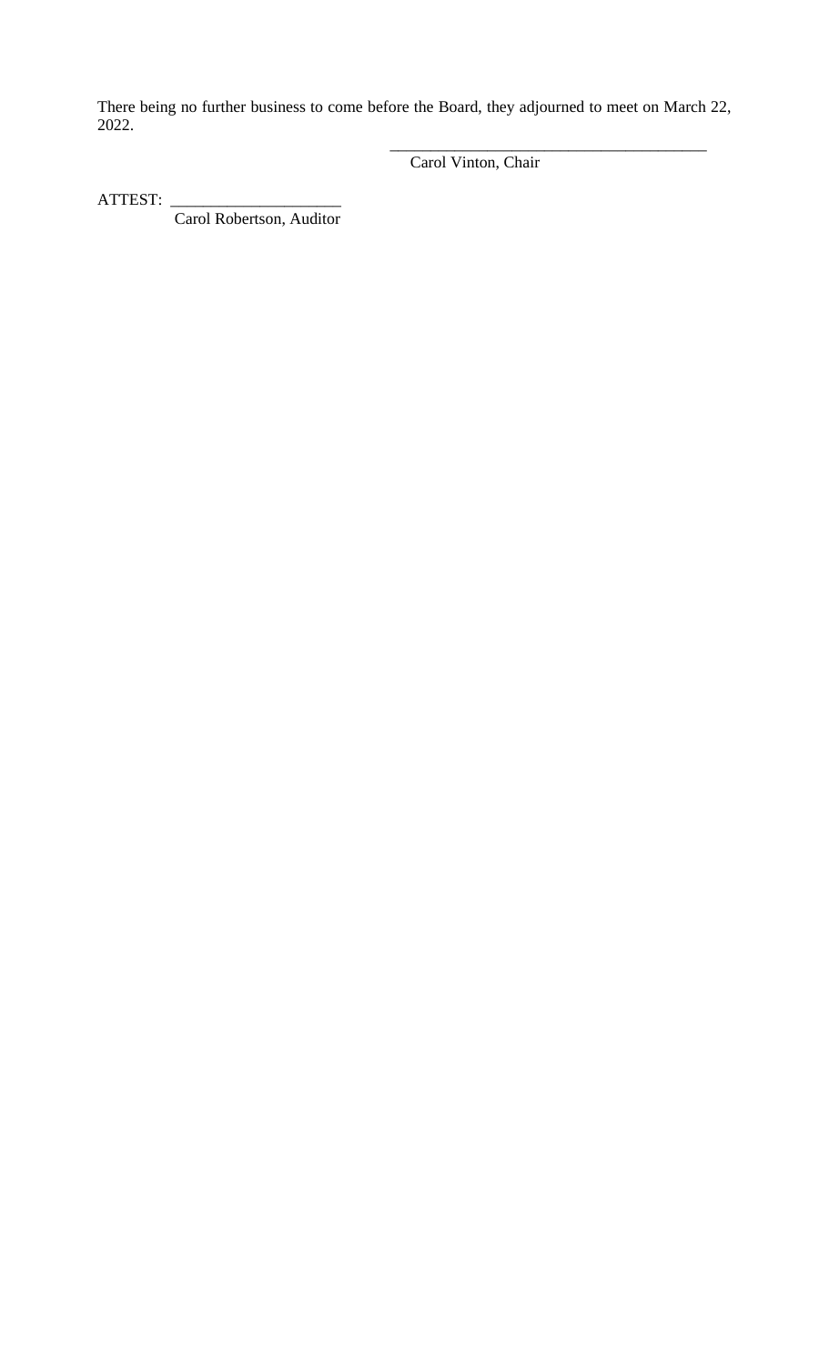There being no further business to come before the Board, they adjourned to meet on March 22, 2022.

________________________________________
Carol Vinton, Chair

ATTEST: ____________________
Carol Robertson, Auditor